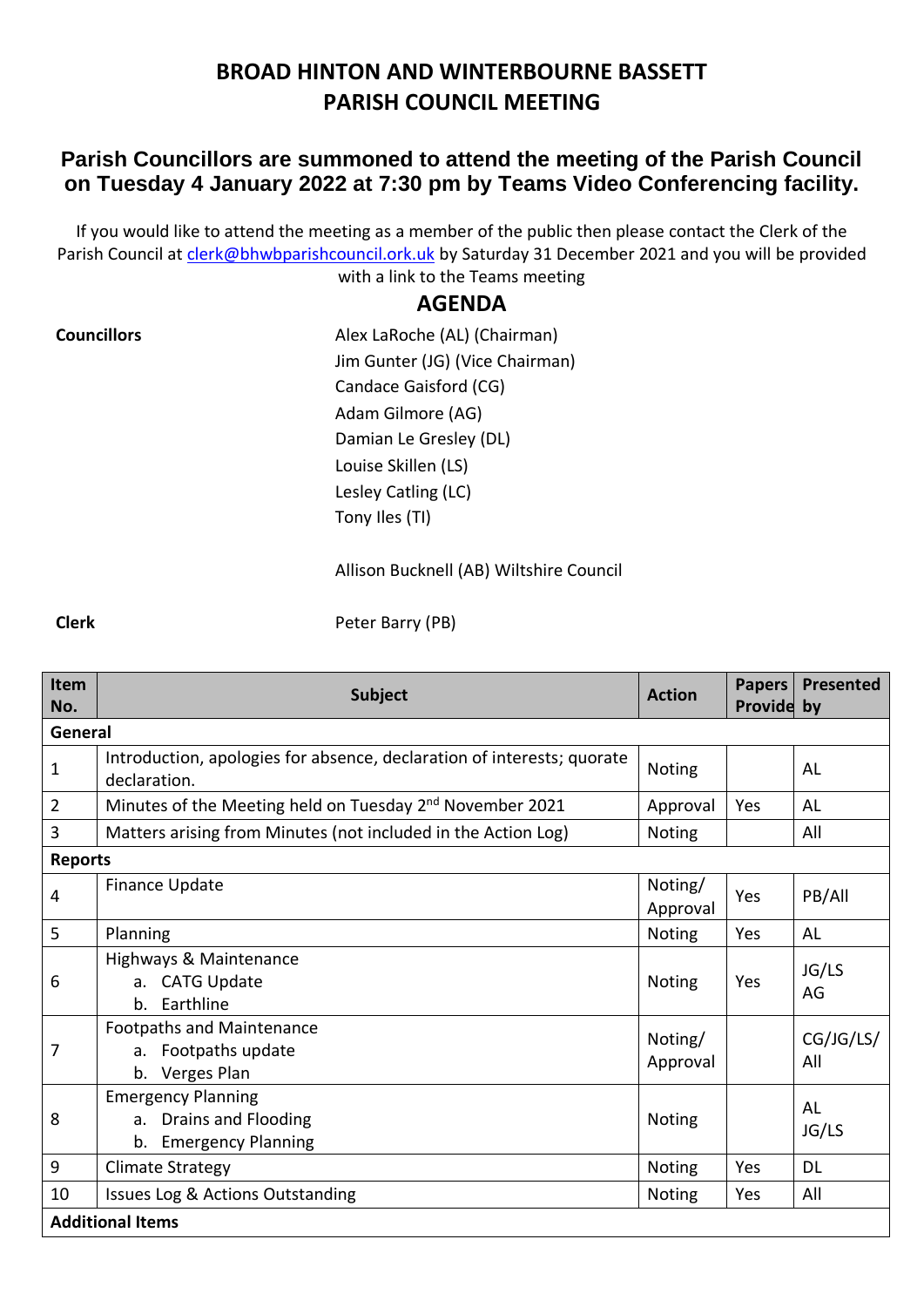# BROAD HINTON AND WINTERBOURNE BASSETT
# PARISH COUNCIL MEETING

## Parish Councillors are summoned to attend the meeting of the Parish Council on Tuesday 4 January 2022 at 7:30 pm by Teams Video Conferencing facility.

If you would like to attend the meeting as a member of the public then please contact the Clerk of the Parish Council at clerk@bhwbparishcouncil.ork.uk by Saturday 31 December 2021 and you will be provided with a link to the Teams meeting

## AGENDA

**Councillors**

Alex LaRoche (AL) (Chairman)
Jim Gunter (JG) (Vice Chairman)
Candace Gaisford (CG)
Adam Gilmore (AG)
Damian Le Gresley (DL)
Louise Skillen (LS)
Lesley Catling (LC)
Tony Iles (TI)

Allison Bucknell (AB) Wiltshire Council

**Clerk**

Peter Barry (PB)

| Item No. | Subject | Action | Papers Provide | Presented by |
|---|---|---|---|---|
| **General** | | | | |
| 1 | Introduction, apologies for absence, declaration of interests; quorate declaration. | Noting | | AL |
| 2 | Minutes of the Meeting held on Tuesday 2nd November 2021 | Approval | Yes | AL |
| 3 | Matters arising from Minutes (not included in the Action Log) | Noting | | All |
| **Reports** | | | | |
| 4 | Finance Update | Noting/ Approval | Yes | PB/All |
| 5 | Planning | Noting | Yes | AL |
| 6 | Highways & Maintenance<br>a. CATG Update<br>b. Earthline | Noting | Yes | JG/LS<br>AG |
| 7 | Footpaths and Maintenance<br>a. Footpaths update<br>b. Verges Plan | Noting/ Approval | | CG/JG/LS/ All |
| 8 | Emergency Planning<br>a. Drains and Flooding<br>b. Emergency Planning | Noting | | AL<br>JG/LS |
| 9 | Climate Strategy | Noting | Yes | DL |
| 10 | Issues Log & Actions Outstanding | Noting | Yes | All |
| **Additional Items** | | | | |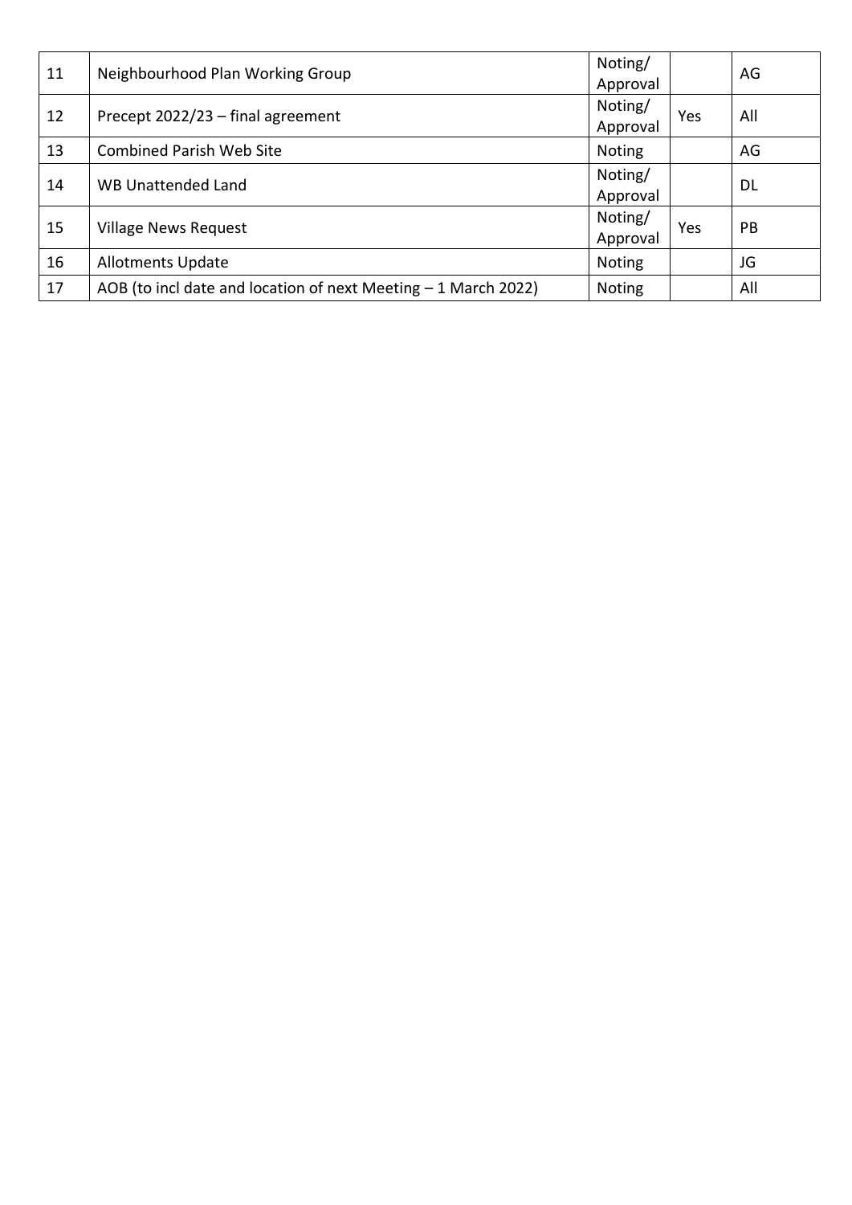| | | | | |
|---|---|---|---|---|
| 11 | Neighbourhood Plan Working Group | Noting/ Approval | | AG |
| 12 | Precept 2022/23 – final agreement | Noting/ Approval | Yes | All |
| 13 | Combined Parish Web Site | Noting | | AG |
| 14 | WB Unattended Land | Noting/ Approval | | DL |
| 15 | Village News Request | Noting/ Approval | Yes | PB |
| 16 | Allotments Update | Noting | | JG |
| 17 | AOB (to incl date and location of next Meeting – 1 March 2022) | Noting | | All |